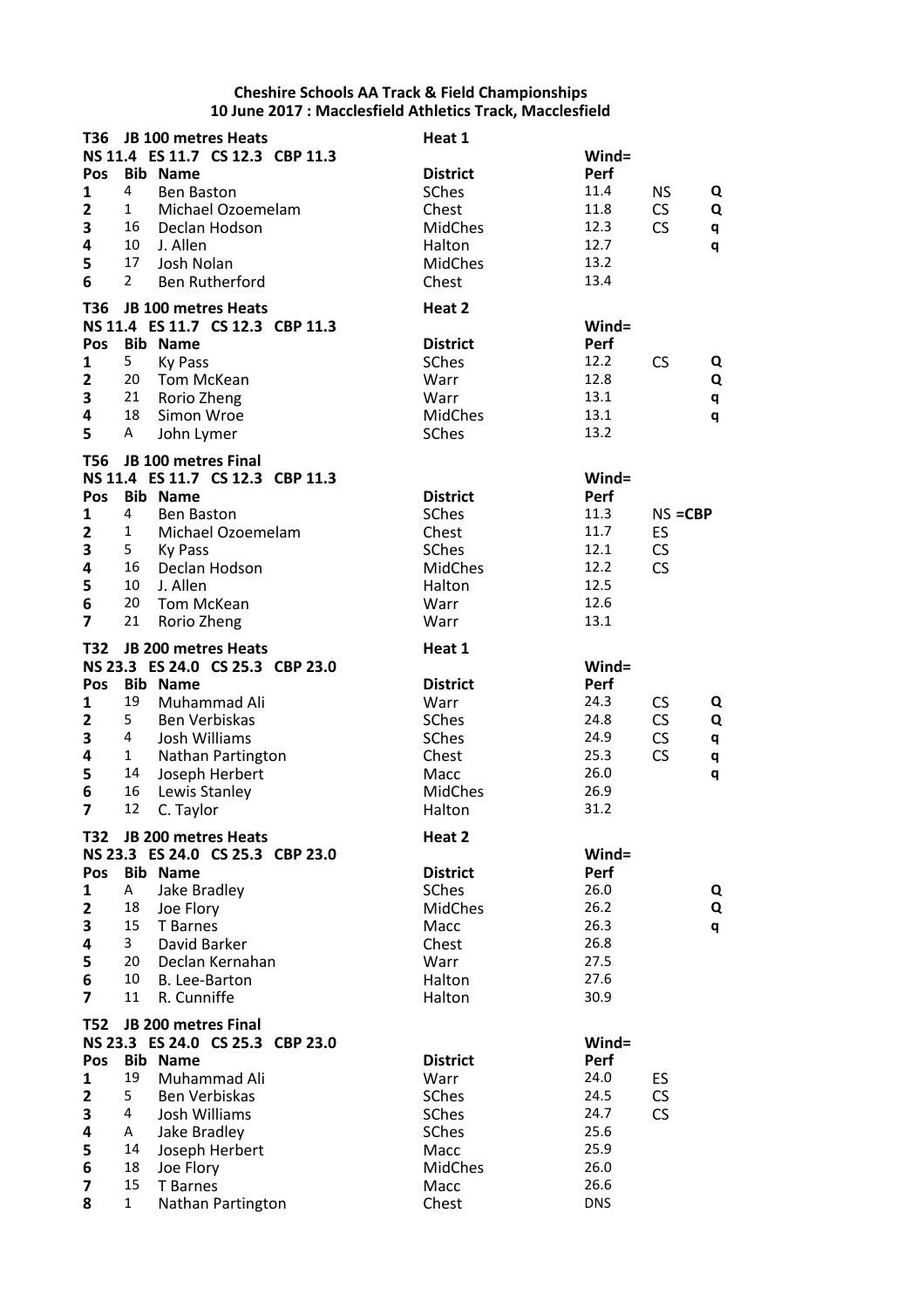**Cheshire Schools AA Track & Field Championships**
**10 June 2017 : Macclesfield Athletics Track, Macclesfield**

**T36 JB 100 metres Heats** — **Heat 1**

**NS 11.4 ES 11.7 CS 12.3 CBP 11.3** — **Wind=**

| Pos | Bib | Name | District | Perf | | |
|---|---|---|---|---|---|---|
| 1 | 4 | Ben Baston | SChes | 11.4 | NS | Q |
| 2 | 1 | Michael Ozoemelam | Chest | 11.8 | CS | Q |
| 3 | 16 | Declan Hodson | MidChes | 12.3 | CS | q |
| 4 | 10 | J. Allen | Halton | 12.7 | | q |
| 5 | 17 | Josh Nolan | MidChes | 13.2 | | |
| 6 | 2 | Ben Rutherford | Chest | 13.4 | | |

**T36 JB 100 metres Heats** — **Heat 2**

**NS 11.4 ES 11.7 CS 12.3 CBP 11.3** — **Wind=**

| Pos | Bib | Name | District | Perf | | |
|---|---|---|---|---|---|---|
| 1 | 5 | Ky Pass | SChes | 12.2 | CS | Q |
| 2 | 20 | Tom McKean | Warr | 12.8 | | Q |
| 3 | 21 | Rorio Zheng | Warr | 13.1 | | q |
| 4 | 18 | Simon Wroe | MidChes | 13.1 | | q |
| 5 | A | John Lymer | SChes | 13.2 | | |

**T56 JB 100 metres Final**

**NS 11.4 ES 11.7 CS 12.3 CBP 11.3** — **Wind=**

| Pos | Bib | Name | District | Perf | |
|---|---|---|---|---|---|
| 1 | 4 | Ben Baston | SChes | 11.3 | NS =CBP |
| 2 | 1 | Michael Ozoemelam | Chest | 11.7 | ES |
| 3 | 5 | Ky Pass | SChes | 12.1 | CS |
| 4 | 16 | Declan Hodson | MidChes | 12.2 | CS |
| 5 | 10 | J. Allen | Halton | 12.5 | |
| 6 | 20 | Tom McKean | Warr | 12.6 | |
| 7 | 21 | Rorio Zheng | Warr | 13.1 | |

**T32 JB 200 metres Heats** — **Heat 1**

**NS 23.3 ES 24.0 CS 25.3 CBP 23.0** — **Wind=**

| Pos | Bib | Name | District | Perf | | |
|---|---|---|---|---|---|---|
| 1 | 19 | Muhammad Ali | Warr | 24.3 | CS | Q |
| 2 | 5 | Ben Verbiskas | SChes | 24.8 | CS | Q |
| 3 | 4 | Josh Williams | SChes | 24.9 | CS | q |
| 4 | 1 | Nathan Partington | Chest | 25.3 | CS | q |
| 5 | 14 | Joseph Herbert | Macc | 26.0 | | q |
| 6 | 16 | Lewis Stanley | MidChes | 26.9 | | |
| 7 | 12 | C. Taylor | Halton | 31.2 | | |

**T32 JB 200 metres Heats** — **Heat 2**

**NS 23.3 ES 24.0 CS 25.3 CBP 23.0** — **Wind=**

| Pos | Bib | Name | District | Perf | | |
|---|---|---|---|---|---|---|
| 1 | A | Jake Bradley | SChes | 26.0 | | Q |
| 2 | 18 | Joe Flory | MidChes | 26.2 | | Q |
| 3 | 15 | T Barnes | Macc | 26.3 | | q |
| 4 | 3 | David Barker | Chest | 26.8 | | |
| 5 | 20 | Declan Kernahan | Warr | 27.5 | | |
| 6 | 10 | B. Lee-Barton | Halton | 27.6 | | |
| 7 | 11 | R. Cunniffe | Halton | 30.9 | | |

**T52 JB 200 metres Final**

**NS 23.3 ES 24.0 CS 25.3 CBP 23.0** — **Wind=**

| Pos | Bib | Name | District | Perf | |
|---|---|---|---|---|---|
| 1 | 19 | Muhammad Ali | Warr | 24.0 | ES |
| 2 | 5 | Ben Verbiskas | SChes | 24.5 | CS |
| 3 | 4 | Josh Williams | SChes | 24.7 | CS |
| 4 | A | Jake Bradley | SChes | 25.6 | |
| 5 | 14 | Joseph Herbert | Macc | 25.9 | |
| 6 | 18 | Joe Flory | MidChes | 26.0 | |
| 7 | 15 | T Barnes | Macc | 26.6 | |
| 8 | 1 | Nathan Partington | Chest | DNS | |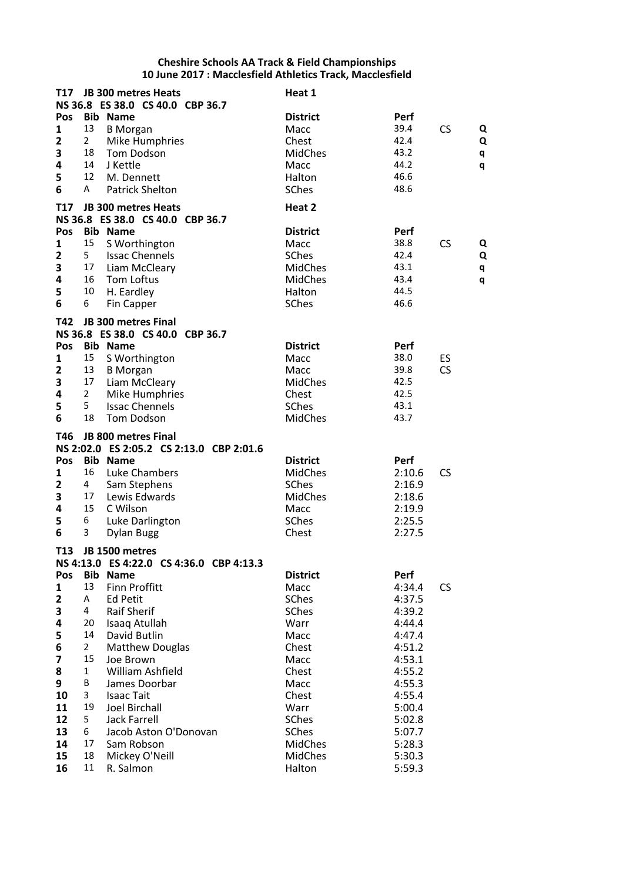**Cheshire Schools AA Track & Field Championships**
**10 June 2017 : Macclesfield Athletics Track, Macclesfield**

**T17 JB 300 metres Heats** — **Heat 1**
**NS 36.8 ES 38.0 CS 40.0 CBP 36.7**

| Pos | Bib | Name | District | Perf | | |
|---|---|---|---|---|---|---|
| 1 | 13 | B Morgan | Macc | 39.4 | CS | Q |
| 2 | 2 | Mike Humphries | Chest | 42.4 | | Q |
| 3 | 18 | Tom Dodson | MidChes | 43.2 | | q |
| 4 | 14 | J Kettle | Macc | 44.2 | | q |
| 5 | 12 | M. Dennett | Halton | 46.6 | | |
| 6 | A | Patrick Shelton | SChes | 48.6 | | |

**T17 JB 300 metres Heats** — **Heat 2**
**NS 36.8 ES 38.0 CS 40.0 CBP 36.7**

| Pos | Bib | Name | District | Perf | | |
|---|---|---|---|---|---|---|
| 1 | 15 | S Worthington | Macc | 38.8 | CS | Q |
| 2 | 5 | Issac Chennels | SChes | 42.4 | | Q |
| 3 | 17 | Liam McCleary | MidChes | 43.1 | | q |
| 4 | 16 | Tom Loftus | MidChes | 43.4 | | q |
| 5 | 10 | H. Eardley | Halton | 44.5 | | |
| 6 | 6 | Fin Capper | SChes | 46.6 | | |

**T42 JB 300 metres Final**
**NS 36.8 ES 38.0 CS 40.0 CBP 36.7**

| Pos | Bib | Name | District | Perf | |
|---|---|---|---|---|---|
| 1 | 15 | S Worthington | Macc | 38.0 | ES |
| 2 | 13 | B Morgan | Macc | 39.8 | CS |
| 3 | 17 | Liam McCleary | MidChes | 42.5 | |
| 4 | 2 | Mike Humphries | Chest | 42.5 | |
| 5 | 5 | Issac Chennels | SChes | 43.1 | |
| 6 | 18 | Tom Dodson | MidChes | 43.7 | |

**T46 JB 800 metres Final**
**NS 2:02.0 ES 2:05.2 CS 2:13.0 CBP 2:01.6**

| Pos | Bib | Name | District | Perf | |
|---|---|---|---|---|---|
| 1 | 16 | Luke Chambers | MidChes | 2:10.6 | CS |
| 2 | 4 | Sam Stephens | SChes | 2:16.9 | |
| 3 | 17 | Lewis Edwards | MidChes | 2:18.6 | |
| 4 | 15 | C Wilson | Macc | 2:19.9 | |
| 5 | 6 | Luke Darlington | SChes | 2:25.5 | |
| 6 | 3 | Dylan Bugg | Chest | 2:27.5 | |

**T13 JB 1500 metres**
**NS 4:13.0 ES 4:22.0 CS 4:36.0 CBP 4:13.3**

| Pos | Bib | Name | District | Perf | |
|---|---|---|---|---|---|
| 1 | 13 | Finn Proffitt | Macc | 4:34.4 | CS |
| 2 | A | Ed Petit | SChes | 4:37.5 | |
| 3 | 4 | Raif Sherif | SChes | 4:39.2 | |
| 4 | 20 | Isaaq Atullah | Warr | 4:44.4 | |
| 5 | 14 | David Butlin | Macc | 4:47.4 | |
| 6 | 2 | Matthew Douglas | Chest | 4:51.2 | |
| 7 | 15 | Joe Brown | Macc | 4:53.1 | |
| 8 | 1 | William Ashfield | Chest | 4:55.2 | |
| 9 | B | James Doorbar | Macc | 4:55.3 | |
| 10 | 3 | Isaac Tait | Chest | 4:55.4 | |
| 11 | 19 | Joel Birchall | Warr | 5:00.4 | |
| 12 | 5 | Jack Farrell | SChes | 5:02.8 | |
| 13 | 6 | Jacob Aston O'Donovan | SChes | 5:07.7 | |
| 14 | 17 | Sam Robson | MidChes | 5:28.3 | |
| 15 | 18 | Mickey O'Neill | MidChes | 5:30.3 | |
| 16 | 11 | R. Salmon | Halton | 5:59.3 | |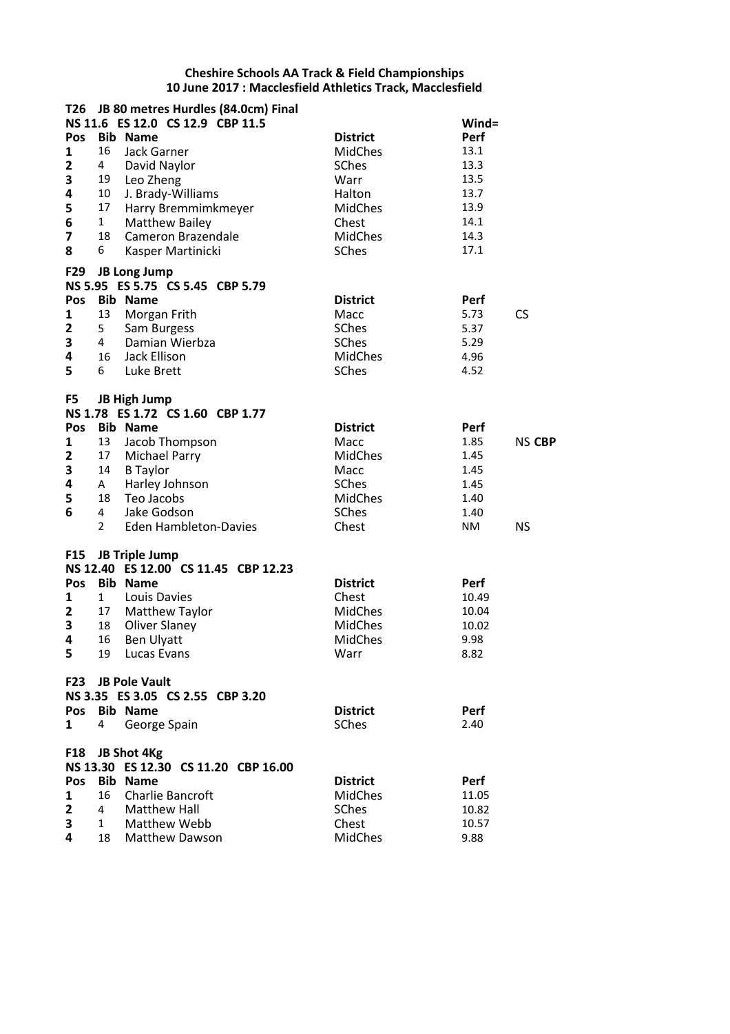**Cheshire Schools AA Track & Field Championships**
**10 June 2017 : Macclesfield Athletics Track, Macclesfield**

### T26 JB 80 metres Hurdles (84.0cm) Final

**NS 11.6 ES 12.0 CS 12.9 CBP 11.5** — Wind=

| Pos | Bib | Name | District | Perf | |
|---|---|---|---|---|---|
| 1 | 16 | Jack Garner | MidChes | 13.1 | |
| 2 | 4 | David Naylor | SChes | 13.3 | |
| 3 | 19 | Leo Zheng | Warr | 13.5 | |
| 4 | 10 | J. Brady-Williams | Halton | 13.7 | |
| 5 | 17 | Harry Bremmimkmeyer | MidChes | 13.9 | |
| 6 | 1 | Matthew Bailey | Chest | 14.1 | |
| 7 | 18 | Cameron Brazendale | MidChes | 14.3 | |
| 8 | 6 | Kasper Martinicki | SChes | 17.1 | |

### F29 JB Long Jump

**NS 5.95 ES 5.75 CS 5.45 CBP 5.79**

| Pos | Bib | Name | District | Perf | |
|---|---|---|---|---|---|
| 1 | 13 | Morgan Frith | Macc | 5.73 | CS |
| 2 | 5 | Sam Burgess | SChes | 5.37 | |
| 3 | 4 | Damian Wierbza | SChes | 5.29 | |
| 4 | 16 | Jack Ellison | MidChes | 4.96 | |
| 5 | 6 | Luke Brett | SChes | 4.52 | |

### F5 JB High Jump

**NS 1.78 ES 1.72 CS 1.60 CBP 1.77**

| Pos | Bib | Name | District | Perf | |
|---|---|---|---|---|---|
| 1 | 13 | Jacob Thompson | Macc | 1.85 | NS **CBP** |
| 2 | 17 | Michael Parry | MidChes | 1.45 | |
| 3 | 14 | B Taylor | Macc | 1.45 | |
| 4 | A | Harley Johnson | SChes | 1.45 | |
| 5 | 18 | Teo Jacobs | MidChes | 1.40 | |
| 6 | 4 | Jake Godson | SChes | 1.40 | |
| | 2 | Eden Hambleton-Davies | Chest | NM | NS |

### F15 JB Triple Jump

**NS 12.40 ES 12.00 CS 11.45 CBP 12.23**

| Pos | Bib | Name | District | Perf |
|---|---|---|---|---|
| 1 | 1 | Louis Davies | Chest | 10.49 |
| 2 | 17 | Matthew Taylor | MidChes | 10.04 |
| 3 | 18 | Oliver Slaney | MidChes | 10.02 |
| 4 | 16 | Ben Ulyatt | MidChes | 9.98 |
| 5 | 19 | Lucas Evans | Warr | 8.82 |

### F23 JB Pole Vault

**NS 3.35 ES 3.05 CS 2.55 CBP 3.20**

| Pos | Bib | Name | District | Perf |
|---|---|---|---|---|
| 1 | 4 | George Spain | SChes | 2.40 |

### F18 JB Shot 4Kg

**NS 13.30 ES 12.30 CS 11.20 CBP 16.00**

| Pos | Bib | Name | District | Perf |
|---|---|---|---|---|
| 1 | 16 | Charlie Bancroft | MidChes | 11.05 |
| 2 | 4 | Matthew Hall | SChes | 10.82 |
| 3 | 1 | Matthew Webb | Chest | 10.57 |
| 4 | 18 | Matthew Dawson | MidChes | 9.88 |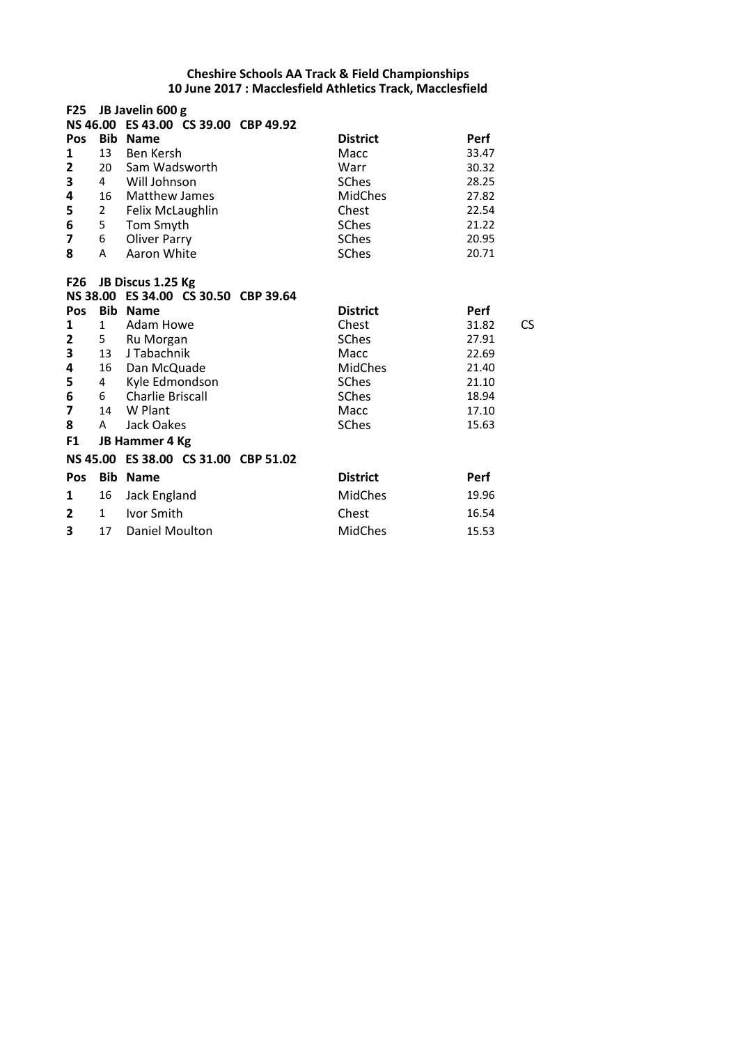**Cheshire Schools AA Track & Field Championships**
**10 June 2017 : Macclesfield Athletics Track, Macclesfield**

**F25 JB Javelin 600 g**

**NS 46.00 ES 43.00 CS 39.00 CBP 49.92**

| Pos | Bib | Name | District | Perf | |
|---|---|---|---|---|---|
| 1 | 13 | Ben Kersh | Macc | 33.47 | |
| 2 | 20 | Sam Wadsworth | Warr | 30.32 | |
| 3 | 4 | Will Johnson | SChes | 28.25 | |
| 4 | 16 | Matthew James | MidChes | 27.82 | |
| 5 | 2 | Felix McLaughlin | Chest | 22.54 | |
| 6 | 5 | Tom Smyth | SChes | 21.22 | |
| 7 | 6 | Oliver Parry | SChes | 20.95 | |
| 8 | A | Aaron White | SChes | 20.71 | |

**F26 JB Discus 1.25 Kg**

**NS 38.00 ES 34.00 CS 30.50 CBP 39.64**

| Pos | Bib | Name | District | Perf | |
|---|---|---|---|---|---|
| 1 | 1 | Adam Howe | Chest | 31.82 | CS |
| 2 | 5 | Ru Morgan | SChes | 27.91 | |
| 3 | 13 | J Tabachnik | Macc | 22.69 | |
| 4 | 16 | Dan McQuade | MidChes | 21.40 | |
| 5 | 4 | Kyle Edmondson | SChes | 21.10 | |
| 6 | 6 | Charlie Briscall | SChes | 18.94 | |
| 7 | 14 | W Plant | Macc | 17.10 | |
| 8 | A | Jack Oakes | SChes | 15.63 | |

**F1 JB Hammer 4 Kg**

**NS 45.00 ES 38.00 CS 31.00 CBP 51.02**

| Pos | Bib | Name | District | Perf |
|---|---|---|---|---|
| 1 | 16 | Jack England | MidChes | 19.96 |
| 2 | 1 | Ivor Smith | Chest | 16.54 |
| 3 | 17 | Daniel Moulton | MidChes | 15.53 |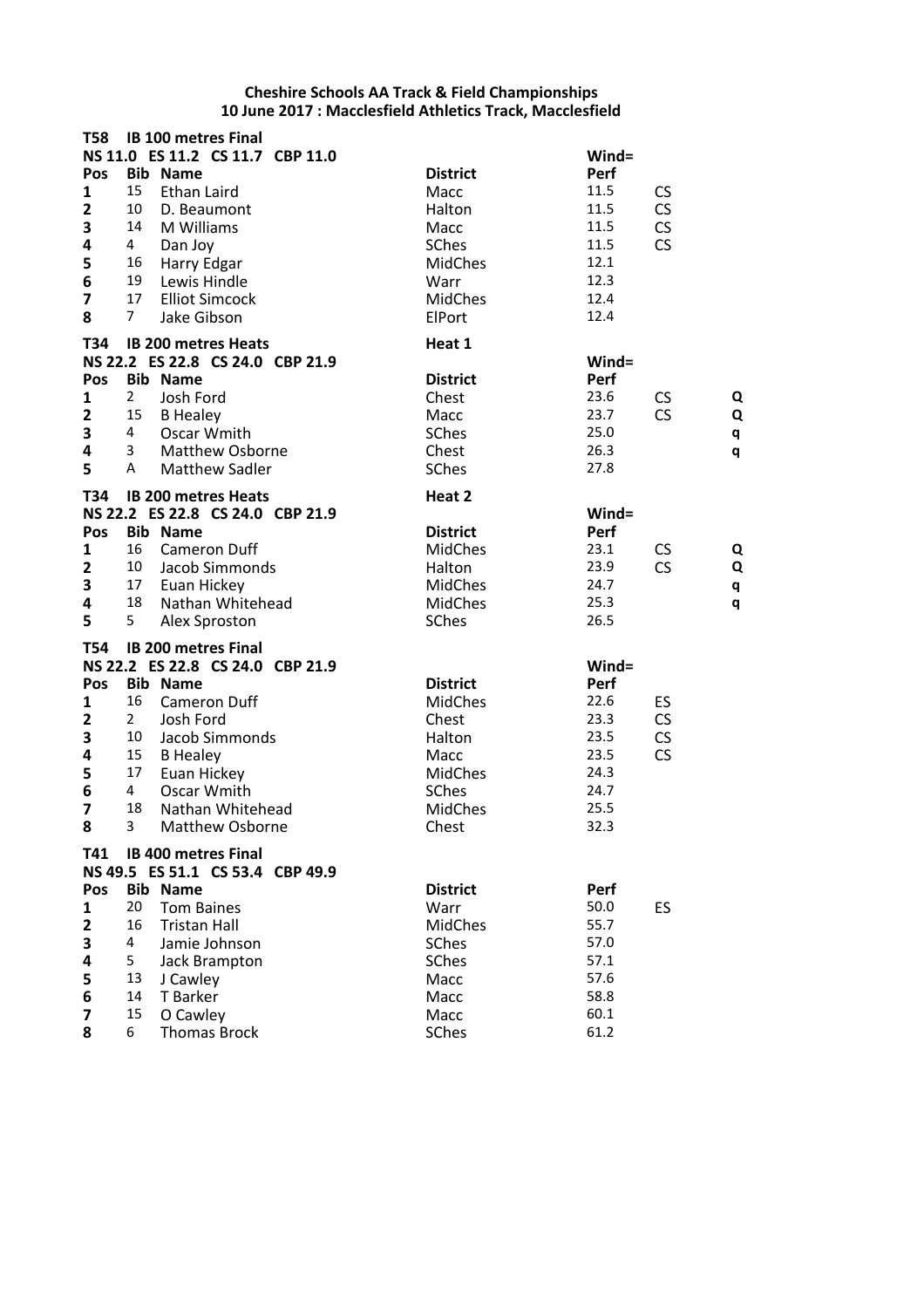**Cheshire Schools AA Track & Field Championships**
**10 June 2017 : Macclesfield Athletics Track, Macclesfield**

**T58 IB 100 metres Final**
**NS 11.0 ES 11.2 CS 11.7 CBP 11.0**

| Pos | Bib | Name | District | Wind= Perf | | |
|---|---|---|---|---|---|---|
| 1 | 15 | Ethan Laird | Macc | 11.5 | CS | |
| 2 | 10 | D. Beaumont | Halton | 11.5 | CS | |
| 3 | 14 | M Williams | Macc | 11.5 | CS | |
| 4 | 4 | Dan Joy | SChes | 11.5 | CS | |
| 5 | 16 | Harry Edgar | MidChes | 12.1 | | |
| 6 | 19 | Lewis Hindle | Warr | 12.3 | | |
| 7 | 17 | Elliot Simcock | MidChes | 12.4 | | |
| 8 | 7 | Jake Gibson | ElPort | 12.4 | | |

**T34 IB 200 metres Heats** — **Heat 1**
**NS 22.2 ES 22.8 CS 24.0 CBP 21.9**

| Pos | Bib | Name | District | Wind= Perf | | |
|---|---|---|---|---|---|---|
| 1 | 2 | Josh Ford | Chest | 23.6 | CS | Q |
| 2 | 15 | B Healey | Macc | 23.7 | CS | Q |
| 3 | 4 | Oscar Wmith | SChes | 25.0 | | q |
| 4 | 3 | Matthew Osborne | Chest | 26.3 | | q |
| 5 | A | Matthew Sadler | SChes | 27.8 | | |

**T34 IB 200 metres Heats** — **Heat 2**
**NS 22.2 ES 22.8 CS 24.0 CBP 21.9**

| Pos | Bib | Name | District | Wind= Perf | | |
|---|---|---|---|---|---|---|
| 1 | 16 | Cameron Duff | MidChes | 23.1 | CS | Q |
| 2 | 10 | Jacob Simmonds | Halton | 23.9 | CS | Q |
| 3 | 17 | Euan Hickey | MidChes | 24.7 | | q |
| 4 | 18 | Nathan Whitehead | MidChes | 25.3 | | q |
| 5 | 5 | Alex Sproston | SChes | 26.5 | | |

**T54 IB 200 metres Final**
**NS 22.2 ES 22.8 CS 24.0 CBP 21.9**

| Pos | Bib | Name | District | Wind= Perf | |
|---|---|---|---|---|---|
| 1 | 16 | Cameron Duff | MidChes | 22.6 | ES |
| 2 | 2 | Josh Ford | Chest | 23.3 | CS |
| 3 | 10 | Jacob Simmonds | Halton | 23.5 | CS |
| 4 | 15 | B Healey | Macc | 23.5 | CS |
| 5 | 17 | Euan Hickey | MidChes | 24.3 | |
| 6 | 4 | Oscar Wmith | SChes | 24.7 | |
| 7 | 18 | Nathan Whitehead | MidChes | 25.5 | |
| 8 | 3 | Matthew Osborne | Chest | 32.3 | |

**T41 IB 400 metres Final**
**NS 49.5 ES 51.1 CS 53.4 CBP 49.9**

| Pos | Bib | Name | District | Perf | |
|---|---|---|---|---|---|
| 1 | 20 | Tom Baines | Warr | 50.0 | ES |
| 2 | 16 | Tristan Hall | MidChes | 55.7 | |
| 3 | 4 | Jamie Johnson | SChes | 57.0 | |
| 4 | 5 | Jack Brampton | SChes | 57.1 | |
| 5 | 13 | J Cawley | Macc | 57.6 | |
| 6 | 14 | T Barker | Macc | 58.8 | |
| 7 | 15 | O Cawley | Macc | 60.1 | |
| 8 | 6 | Thomas Brock | SChes | 61.2 | |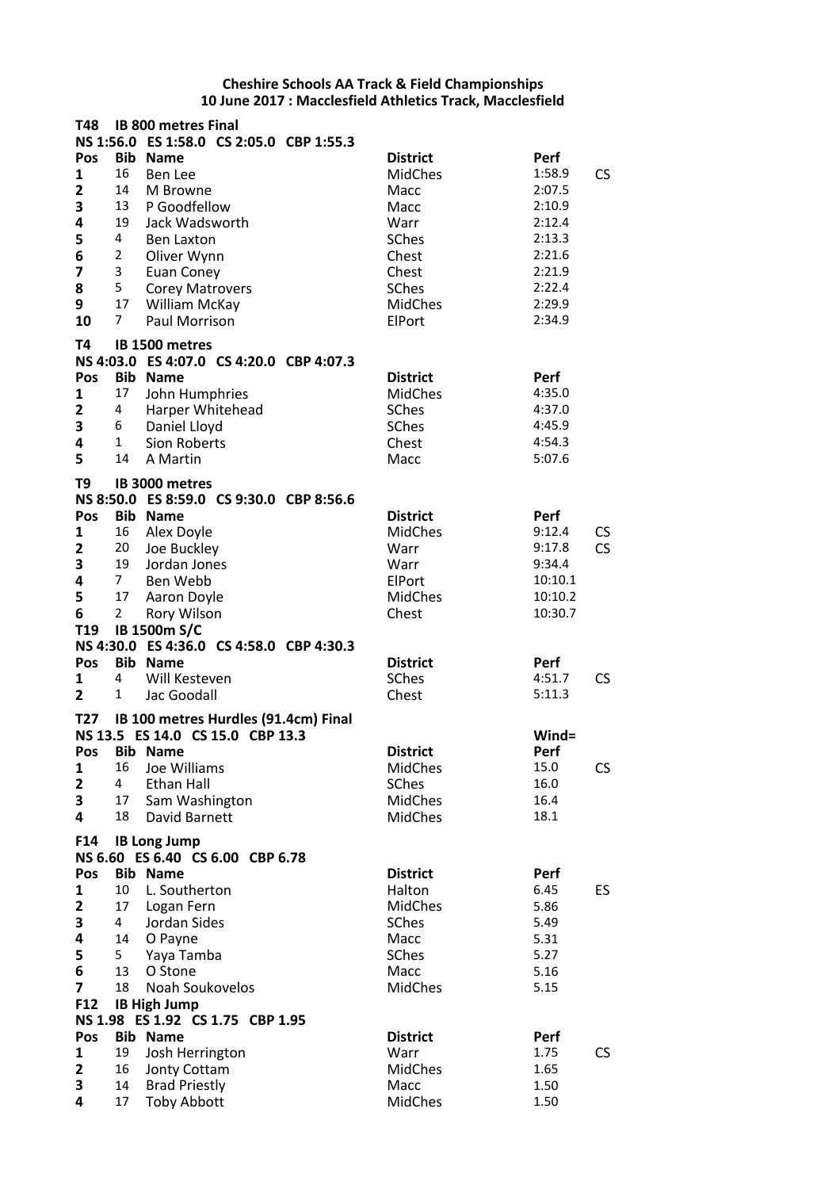**Cheshire Schools AA Track & Field Championships**
**10 June 2017 : Macclesfield Athletics Track, Macclesfield**

**T48 IB 800 metres Final**
**NS 1:56.0 ES 1:58.0 CS 2:05.0 CBP 1:55.3**

| Pos | Bib | Name | District | Perf | |
|---|---|---|---|---|---|
| 1 | 16 | Ben Lee | MidChes | 1:58.9 | CS |
| 2 | 14 | M Browne | Macc | 2:07.5 | |
| 3 | 13 | P Goodfellow | Macc | 2:10.9 | |
| 4 | 19 | Jack Wadsworth | Warr | 2:12.4 | |
| 5 | 4 | Ben Laxton | SChes | 2:13.3 | |
| 6 | 2 | Oliver Wynn | Chest | 2:21.6 | |
| 7 | 3 | Euan Coney | Chest | 2:21.9 | |
| 8 | 5 | Corey Matrovers | SChes | 2:22.4 | |
| 9 | 17 | William McKay | MidChes | 2:29.9 | |
| 10 | 7 | Paul Morrison | ElPort | 2:34.9 | |

**T4 IB 1500 metres**
**NS 4:03.0 ES 4:07.0 CS 4:20.0 CBP 4:07.3**

| Pos | Bib | Name | District | Perf | |
|---|---|---|---|---|---|
| 1 | 17 | John Humphries | MidChes | 4:35.0 | |
| 2 | 4 | Harper Whitehead | SChes | 4:37.0 | |
| 3 | 6 | Daniel Lloyd | SChes | 4:45.9 | |
| 4 | 1 | Sion Roberts | Chest | 4:54.3 | |
| 5 | 14 | A Martin | Macc | 5:07.6 | |

**T9 IB 3000 metres**
**NS 8:50.0 ES 8:59.0 CS 9:30.0 CBP 8:56.6**

| Pos | Bib | Name | District | Perf | |
|---|---|---|---|---|---|
| 1 | 16 | Alex Doyle | MidChes | 9:12.4 | CS |
| 2 | 20 | Joe Buckley | Warr | 9:17.8 | CS |
| 3 | 19 | Jordan Jones | Warr | 9:34.4 | |
| 4 | 7 | Ben Webb | ElPort | 10:10.1 | |
| 5 | 17 | Aaron Doyle | MidChes | 10:10.2 | |
| 6 | 2 | Rory Wilson | Chest | 10:30.7 | |

**T19 IB 1500m S/C**
**NS 4:30.0 ES 4:36.0 CS 4:58.0 CBP 4:30.3**

| Pos | Bib | Name | District | Perf | |
|---|---|---|---|---|---|
| 1 | 4 | Will Kesteven | SChes | 4:51.7 | CS |
| 2 | 1 | Jac Goodall | Chest | 5:11.3 | |

**T27 IB 100 metres Hurdles (91.4cm) Final**
**NS 13.5 ES 14.0 CS 15.0 CBP 13.3**

| Pos | Bib | Name | District | Wind= Perf | |
|---|---|---|---|---|---|
| 1 | 16 | Joe Williams | MidChes | 15.0 | CS |
| 2 | 4 | Ethan Hall | SChes | 16.0 | |
| 3 | 17 | Sam Washington | MidChes | 16.4 | |
| 4 | 18 | David Barnett | MidChes | 18.1 | |

**F14 IB Long Jump**
**NS 6.60 ES 6.40 CS 6.00 CBP 6.78**

| Pos | Bib | Name | District | Perf | |
|---|---|---|---|---|---|
| 1 | 10 | L. Southerton | Halton | 6.45 | ES |
| 2 | 17 | Logan Fern | MidChes | 5.86 | |
| 3 | 4 | Jordan Sides | SChes | 5.49 | |
| 4 | 14 | O Payne | Macc | 5.31 | |
| 5 | 5 | Yaya Tamba | SChes | 5.27 | |
| 6 | 13 | O Stone | Macc | 5.16 | |
| 7 | 18 | Noah Soukovelos | MidChes | 5.15 | |

**F12 IB High Jump**
**NS 1.98 ES 1.92 CS 1.75 CBP 1.95**

| Pos | Bib | Name | District | Perf | |
|---|---|---|---|---|---|
| 1 | 19 | Josh Herrington | Warr | 1.75 | CS |
| 2 | 16 | Jonty Cottam | MidChes | 1.65 | |
| 3 | 14 | Brad Priestly | Macc | 1.50 | |
| 4 | 17 | Toby Abbott | MidChes | 1.50 | |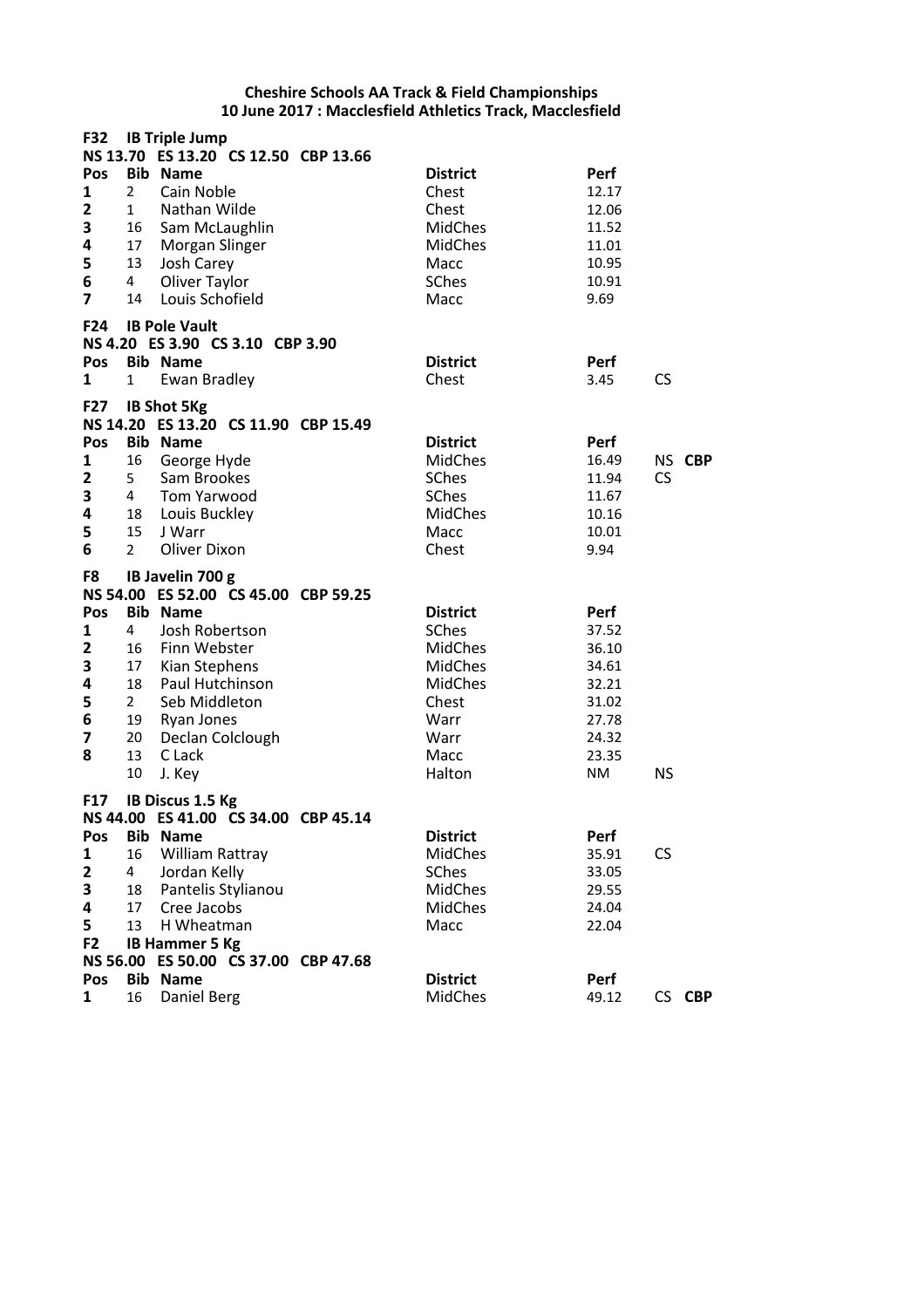**Cheshire Schools AA Track & Field Championships**
**10 June 2017 : Macclesfield Athletics Track, Macclesfield**

**F32 IB Triple Jump**
**NS 13.70 ES 13.20 CS 12.50 CBP 13.66**

| Pos | Bib | Name | District | Perf | | |
|---|---|---|---|---|---|---|
| 1 | 2 | Cain Noble | Chest | 12.17 | | |
| 2 | 1 | Nathan Wilde | Chest | 12.06 | | |
| 3 | 16 | Sam McLaughlin | MidChes | 11.52 | | |
| 4 | 17 | Morgan Slinger | MidChes | 11.01 | | |
| 5 | 13 | Josh Carey | Macc | 10.95 | | |
| 6 | 4 | Oliver Taylor | SChes | 10.91 | | |
| 7 | 14 | Louis Schofield | Macc | 9.69 | | |

**F24 IB Pole Vault**
**NS 4.20 ES 3.90 CS 3.10 CBP 3.90**

| Pos | Bib | Name | District | Perf | | |
|---|---|---|---|---|---|---|
| 1 | 1 | Ewan Bradley | Chest | 3.45 | CS | |

**F27 IB Shot 5Kg**
**NS 14.20 ES 13.20 CS 11.90 CBP 15.49**

| Pos | Bib | Name | District | Perf | | |
|---|---|---|---|---|---|---|
| 1 | 16 | George Hyde | MidChes | 16.49 | NS | **CBP** |
| 2 | 5 | Sam Brookes | SChes | 11.94 | CS | |
| 3 | 4 | Tom Yarwood | SChes | 11.67 | | |
| 4 | 18 | Louis Buckley | MidChes | 10.16 | | |
| 5 | 15 | J Warr | Macc | 10.01 | | |
| 6 | 2 | Oliver Dixon | Chest | 9.94 | | |

**F8 IB Javelin 700 g**
**NS 54.00 ES 52.00 CS 45.00 CBP 59.25**

| Pos | Bib | Name | District | Perf | | |
|---|---|---|---|---|---|---|
| 1 | 4 | Josh Robertson | SChes | 37.52 | | |
| 2 | 16 | Finn Webster | MidChes | 36.10 | | |
| 3 | 17 | Kian Stephens | MidChes | 34.61 | | |
| 4 | 18 | Paul Hutchinson | MidChes | 32.21 | | |
| 5 | 2 | Seb Middleton | Chest | 31.02 | | |
| 6 | 19 | Ryan Jones | Warr | 27.78 | | |
| 7 | 20 | Declan Colclough | Warr | 24.32 | | |
| 8 | 13 | C Lack | Macc | 23.35 | | |
| | 10 | J. Key | Halton | NM | NS | |

**F17 IB Discus 1.5 Kg**
**NS 44.00 ES 41.00 CS 34.00 CBP 45.14**

| Pos | Bib | Name | District | Perf | | |
|---|---|---|---|---|---|---|
| 1 | 16 | William Rattray | MidChes | 35.91 | CS | |
| 2 | 4 | Jordan Kelly | SChes | 33.05 | | |
| 3 | 18 | Pantelis Stylianou | MidChes | 29.55 | | |
| 4 | 17 | Cree Jacobs | MidChes | 24.04 | | |
| 5 | 13 | H Wheatman | Macc | 22.04 | | |

**F2 IB Hammer 5 Kg**
**NS 56.00 ES 50.00 CS 37.00 CBP 47.68**

| Pos | Bib | Name | District | Perf | | |
|---|---|---|---|---|---|---|
| 1 | 16 | Daniel Berg | MidChes | 49.12 | CS | **CBP** |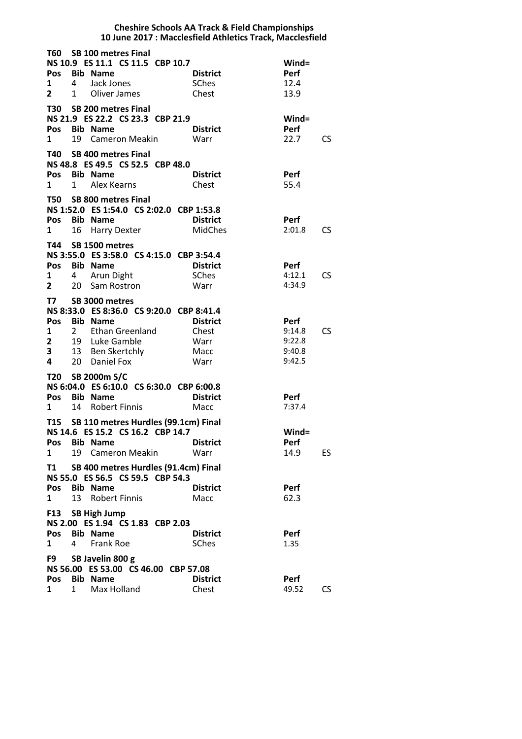**Cheshire Schools AA Track & Field Championships**
**10 June 2017 : Macclesfield Athletics Track, Macclesfield**

**T60 SB 100 metres Final**
**NS 10.9 ES 11.1 CS 11.5 CBP 10.7** — **Wind=**

| Pos | Bib | Name | District | Perf | |
|---|---|---|---|---|---|
| 1 | 4 | Jack Jones | SChes | 12.4 | |
| 2 | 1 | Oliver James | Chest | 13.9 | |

**T30 SB 200 metres Final**
**NS 21.9 ES 22.2 CS 23.3 CBP 21.9** — **Wind=**

| Pos | Bib | Name | District | Perf | |
|---|---|---|---|---|---|
| 1 | 19 | Cameron Meakin | Warr | 22.7 | CS |

**T40 SB 400 metres Final**
**NS 48.8 ES 49.5 CS 52.5 CBP 48.0**

| Pos | Bib | Name | District | Perf | |
|---|---|---|---|---|---|
| 1 | 1 | Alex Kearns | Chest | 55.4 | |

**T50 SB 800 metres Final**
**NS 1:52.0 ES 1:54.0 CS 2:02.0 CBP 1:53.8**

| Pos | Bib | Name | District | Perf | |
|---|---|---|---|---|---|
| 1 | 16 | Harry Dexter | MidChes | 2:01.8 | CS |

**T44 SB 1500 metres**
**NS 3:55.0 ES 3:58.0 CS 4:15.0 CBP 3:54.4**

| Pos | Bib | Name | District | Perf | |
|---|---|---|---|---|---|
| 1 | 4 | Arun Dight | SChes | 4:12.1 | CS |
| 2 | 20 | Sam Rostron | Warr | 4:34.9 | |

**T7 SB 3000 metres**
**NS 8:33.0 ES 8:36.0 CS 9:20.0 CBP 8:41.4**

| Pos | Bib | Name | District | Perf | |
|---|---|---|---|---|---|
| 1 | 2 | Ethan Greenland | Chest | 9:14.8 | CS |
| 2 | 19 | Luke Gamble | Warr | 9:22.8 | |
| 3 | 13 | Ben Skertchly | Macc | 9:40.8 | |
| 4 | 20 | Daniel Fox | Warr | 9:42.5 | |

**T20 SB 2000m S/C**
**NS 6:04.0 ES 6:10.0 CS 6:30.0 CBP 6:00.8**

| Pos | Bib | Name | District | Perf | |
|---|---|---|---|---|---|
| 1 | 14 | Robert Finnis | Macc | 7:37.4 | |

**T15 SB 110 metres Hurdles (99.1cm) Final**
**NS 14.6 ES 15.2 CS 16.2 CBP 14.7** — **Wind=**

| Pos | Bib | Name | District | Perf | |
|---|---|---|---|---|---|
| 1 | 19 | Cameron Meakin | Warr | 14.9 | ES |

**T1 SB 400 metres Hurdles (91.4cm) Final**
**NS 55.0 ES 56.5 CS 59.5 CBP 54.3**

| Pos | Bib | Name | District | Perf | |
|---|---|---|---|---|---|
| 1 | 13 | Robert Finnis | Macc | 62.3 | |

**F13 SB High Jump**
**NS 2.00 ES 1.94 CS 1.83 CBP 2.03**

| Pos | Bib | Name | District | Perf | |
|---|---|---|---|---|---|
| 1 | 4 | Frank Roe | SChes | 1.35 | |

**F9 SB Javelin 800 g**
**NS 56.00 ES 53.00 CS 46.00 CBP 57.08**

| Pos | Bib | Name | District | Perf | |
|---|---|---|---|---|---|
| 1 | 1 | Max Holland | Chest | 49.52 | CS |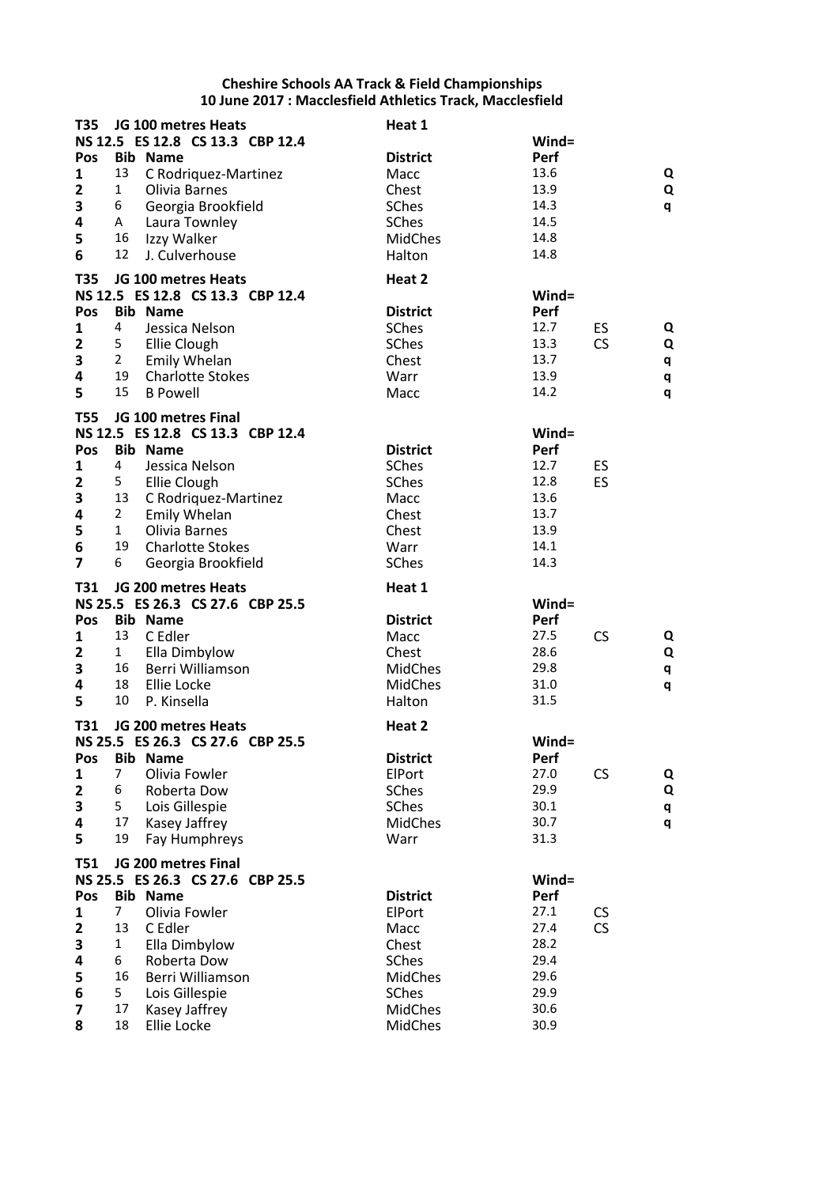**Cheshire Schools AA Track & Field Championships**
**10 June 2017 : Macclesfield Athletics Track, Macclesfield**

**T35 JG 100 metres Heats** — **Heat 1**
**NS 12.5 ES 12.8 CS 13.3 CBP 12.4** — **Wind=**

| Pos | Bib | Name | District | Perf | | |
|---|---|---|---|---|---|---|
| 1 | 13 | C Rodriquez-Martinez | Macc | 13.6 | | Q |
| 2 | 1 | Olivia Barnes | Chest | 13.9 | | Q |
| 3 | 6 | Georgia Brookfield | SChes | 14.3 | | q |
| 4 | A | Laura Townley | SChes | 14.5 | | |
| 5 | 16 | Izzy Walker | MidChes | 14.8 | | |
| 6 | 12 | J. Culverhouse | Halton | 14.8 | | |

**T35 JG 100 metres Heats** — **Heat 2**
**NS 12.5 ES 12.8 CS 13.3 CBP 12.4** — **Wind=**

| Pos | Bib | Name | District | Perf | | |
|---|---|---|---|---|---|---|
| 1 | 4 | Jessica Nelson | SChes | 12.7 | ES | Q |
| 2 | 5 | Ellie Clough | SChes | 13.3 | CS | Q |
| 3 | 2 | Emily Whelan | Chest | 13.7 | | q |
| 4 | 19 | Charlotte Stokes | Warr | 13.9 | | q |
| 5 | 15 | B Powell | Macc | 14.2 | | q |

**T55 JG 100 metres Final**
**NS 12.5 ES 12.8 CS 13.3 CBP 12.4** — **Wind=**

| Pos | Bib | Name | District | Perf | |
|---|---|---|---|---|---|
| 1 | 4 | Jessica Nelson | SChes | 12.7 | ES |
| 2 | 5 | Ellie Clough | SChes | 12.8 | ES |
| 3 | 13 | C Rodriquez-Martinez | Macc | 13.6 | |
| 4 | 2 | Emily Whelan | Chest | 13.7 | |
| 5 | 1 | Olivia Barnes | Chest | 13.9 | |
| 6 | 19 | Charlotte Stokes | Warr | 14.1 | |
| 7 | 6 | Georgia Brookfield | SChes | 14.3 | |

**T31 JG 200 metres Heats** — **Heat 1**
**NS 25.5 ES 26.3 CS 27.6 CBP 25.5** — **Wind=**

| Pos | Bib | Name | District | Perf | | |
|---|---|---|---|---|---|---|
| 1 | 13 | C Edler | Macc | 27.5 | CS | Q |
| 2 | 1 | Ella Dimbylow | Chest | 28.6 | | Q |
| 3 | 16 | Berri Williamson | MidChes | 29.8 | | q |
| 4 | 18 | Ellie Locke | MidChes | 31.0 | | q |
| 5 | 10 | P. Kinsella | Halton | 31.5 | | |

**T31 JG 200 metres Heats** — **Heat 2**
**NS 25.5 ES 26.3 CS 27.6 CBP 25.5** — **Wind=**

| Pos | Bib | Name | District | Perf | | |
|---|---|---|---|---|---|---|
| 1 | 7 | Olivia Fowler | ElPort | 27.0 | CS | Q |
| 2 | 6 | Roberta Dow | SChes | 29.9 | | Q |
| 3 | 5 | Lois Gillespie | SChes | 30.1 | | q |
| 4 | 17 | Kasey Jaffrey | MidChes | 30.7 | | q |
| 5 | 19 | Fay Humphreys | Warr | 31.3 | | |

**T51 JG 200 metres Final**
**NS 25.5 ES 26.3 CS 27.6 CBP 25.5** — **Wind=**

| Pos | Bib | Name | District | Perf | |
|---|---|---|---|---|---|
| 1 | 7 | Olivia Fowler | ElPort | 27.1 | CS |
| 2 | 13 | C Edler | Macc | 27.4 | CS |
| 3 | 1 | Ella Dimbylow | Chest | 28.2 | |
| 4 | 6 | Roberta Dow | SChes | 29.4 | |
| 5 | 16 | Berri Williamson | MidChes | 29.6 | |
| 6 | 5 | Lois Gillespie | SChes | 29.9 | |
| 7 | 17 | Kasey Jaffrey | MidChes | 30.6 | |
| 8 | 18 | Ellie Locke | MidChes | 30.9 | |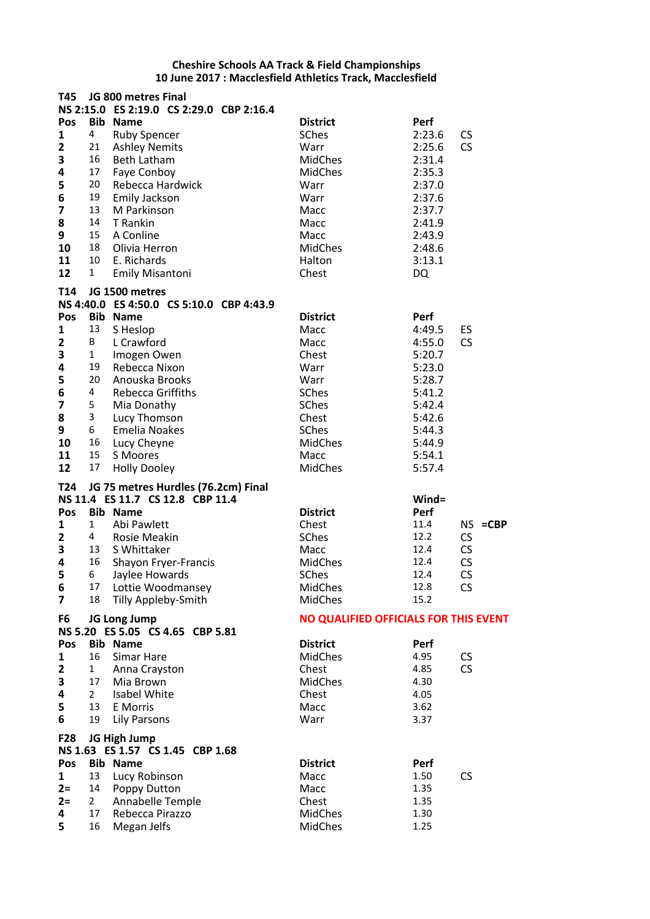**Cheshire Schools AA Track & Field Championships**
**10 June 2017 : Macclesfield Athletics Track, Macclesfield**

**T45 JG 800 metres Final**
**NS 2:15.0 ES 2:19.0 CS 2:29.0 CBP 2:16.4**

| Pos | Bib | Name | District | Perf | |
|---|---|---|---|---|---|
| 1 | 4 | Ruby Spencer | SChes | 2:23.6 | CS |
| 2 | 21 | Ashley Nemits | Warr | 2:25.6 | CS |
| 3 | 16 | Beth Latham | MidChes | 2:31.4 | |
| 4 | 17 | Faye Conboy | MidChes | 2:35.3 | |
| 5 | 20 | Rebecca Hardwick | Warr | 2:37.0 | |
| 6 | 19 | Emily Jackson | Warr | 2:37.6 | |
| 7 | 13 | M Parkinson | Macc | 2:37.7 | |
| 8 | 14 | T Rankin | Macc | 2:41.9 | |
| 9 | 15 | A Conline | Macc | 2:43.9 | |
| 10 | 18 | Olivia Herron | MidChes | 2:48.6 | |
| 11 | 10 | E. Richards | Halton | 3:13.1 | |
| 12 | 1 | Emily Misantoni | Chest | DQ | |

**T14 JG 1500 metres**
**NS 4:40.0 ES 4:50.0 CS 5:10.0 CBP 4:43.9**

| Pos | Bib | Name | District | Perf | |
|---|---|---|---|---|---|
| 1 | 13 | S Heslop | Macc | 4:49.5 | ES |
| 2 | B | L Crawford | Macc | 4:55.0 | CS |
| 3 | 1 | Imogen Owen | Chest | 5:20.7 | |
| 4 | 19 | Rebecca Nixon | Warr | 5:23.0 | |
| 5 | 20 | Anouska Brooks | Warr | 5:28.7 | |
| 6 | 4 | Rebecca Griffiths | SChes | 5:41.2 | |
| 7 | 5 | Mia Donathy | SChes | 5:42.4 | |
| 8 | 3 | Lucy Thomson | Chest | 5:42.6 | |
| 9 | 6 | Emelia Noakes | SChes | 5:44.3 | |
| 10 | 16 | Lucy Cheyne | MidChes | 5:44.9 | |
| 11 | 15 | S Moores | Macc | 5:54.1 | |
| 12 | 17 | Holly Dooley | MidChes | 5:57.4 | |

**T24 JG 75 metres Hurdles (76.2cm) Final**
**NS 11.4 ES 11.7 CS 12.8 CBP 11.4** — Wind=

| Pos | Bib | Name | District | Perf | |
|---|---|---|---|---|---|
| 1 | 1 | Abi Pawlett | Chest | 11.4 | NS **=CBP** |
| 2 | 4 | Rosie Meakin | SChes | 12.2 | CS |
| 3 | 13 | S Whittaker | Macc | 12.4 | CS |
| 4 | 16 | Shayon Fryer-Francis | MidChes | 12.4 | CS |
| 5 | 6 | Jaylee Howards | SChes | 12.4 | CS |
| 6 | 17 | Lottie Woodmansey | MidChes | 12.8 | CS |
| 7 | 18 | Tilly Appleby-Smith | MidChes | 15.2 | |

**F6 JG Long Jump** — **NO QUALIFIED OFFICIALS FOR THIS EVENT**
**NS 5.20 ES 5.05 CS 4.65 CBP 5.81**

| Pos | Bib | Name | District | Perf | |
|---|---|---|---|---|---|
| 1 | 16 | Simar Hare | MidChes | 4.95 | CS |
| 2 | 1 | Anna Crayston | Chest | 4.85 | CS |
| 3 | 17 | Mia Brown | MidChes | 4.30 | |
| 4 | 2 | Isabel White | Chest | 4.05 | |
| 5 | 13 | E Morris | Macc | 3.62 | |
| 6 | 19 | Lily Parsons | Warr | 3.37 | |

**F28 JG High Jump**
**NS 1.63 ES 1.57 CS 1.45 CBP 1.68**

| Pos | Bib | Name | District | Perf | |
|---|---|---|---|---|---|
| 1 | 13 | Lucy Robinson | Macc | 1.50 | CS |
| 2= | 14 | Poppy Dutton | Macc | 1.35 | |
| 2= | 2 | Annabelle Temple | Chest | 1.35 | |
| 4 | 17 | Rebecca Pirazzo | MidChes | 1.30 | |
| 5 | 16 | Megan Jelfs | MidChes | 1.25 | |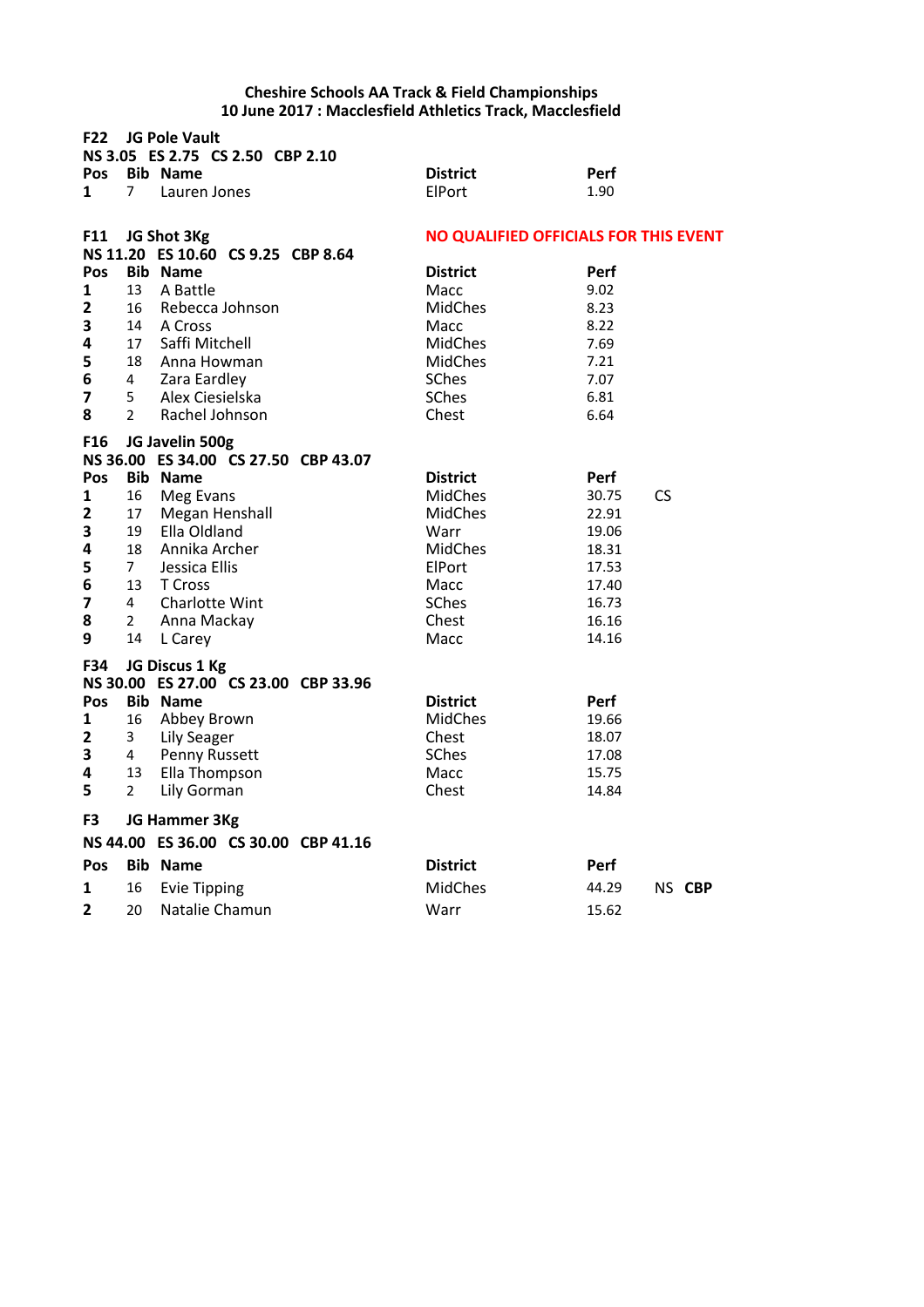**Cheshire Schools AA Track & Field Championships**
**10 June 2017 : Macclesfield Athletics Track, Macclesfield**

### F22 JG Pole Vault

**NS 3.05 ES 2.75 CS 2.50 CBP 2.10**

| Pos | Bib | Name | District | Perf | |
|---|---|---|---|---|---|
| 1 | 7 | Lauren Jones | ElPort | 1.90 | |

### F11 JG Shot 3Kg

**NO QUALIFIED OFFICIALS FOR THIS EVENT**

**NS 11.20 ES 10.60 CS 9.25 CBP 8.64**

| Pos | Bib | Name | District | Perf | |
|---|---|---|---|---|---|
| 1 | 13 | A Battle | Macc | 9.02 | |
| 2 | 16 | Rebecca Johnson | MidChes | 8.23 | |
| 3 | 14 | A Cross | Macc | 8.22 | |
| 4 | 17 | Saffi Mitchell | MidChes | 7.69 | |
| 5 | 18 | Anna Howman | MidChes | 7.21 | |
| 6 | 4 | Zara Eardley | SChes | 7.07 | |
| 7 | 5 | Alex Ciesielska | SChes | 6.81 | |
| 8 | 2 | Rachel Johnson | Chest | 6.64 | |

### F16 JG Javelin 500g

**NS 36.00 ES 34.00 CS 27.50 CBP 43.07**

| Pos | Bib | Name | District | Perf | |
|---|---|---|---|---|---|
| 1 | 16 | Meg Evans | MidChes | 30.75 | CS |
| 2 | 17 | Megan Henshall | MidChes | 22.91 | |
| 3 | 19 | Ella Oldland | Warr | 19.06 | |
| 4 | 18 | Annika Archer | MidChes | 18.31 | |
| 5 | 7 | Jessica Ellis | ElPort | 17.53 | |
| 6 | 13 | T Cross | Macc | 17.40 | |
| 7 | 4 | Charlotte Wint | SChes | 16.73 | |
| 8 | 2 | Anna Mackay | Chest | 16.16 | |
| 9 | 14 | L Carey | Macc | 14.16 | |

### F34 JG Discus 1 Kg

**NS 30.00 ES 27.00 CS 23.00 CBP 33.96**

| Pos | Bib | Name | District | Perf | |
|---|---|---|---|---|---|
| 1 | 16 | Abbey Brown | MidChes | 19.66 | |
| 2 | 3 | Lily Seager | Chest | 18.07 | |
| 3 | 4 | Penny Russett | SChes | 17.08 | |
| 4 | 13 | Ella Thompson | Macc | 15.75 | |
| 5 | 2 | Lily Gorman | Chest | 14.84 | |

### F3 JG Hammer 3Kg

**NS 44.00 ES 36.00 CS 30.00 CBP 41.16**

| Pos | Bib | Name | District | Perf | |
|---|---|---|---|---|---|
| 1 | 16 | Evie Tipping | MidChes | 44.29 | NS **CBP** |
| 2 | 20 | Natalie Chamun | Warr | 15.62 | |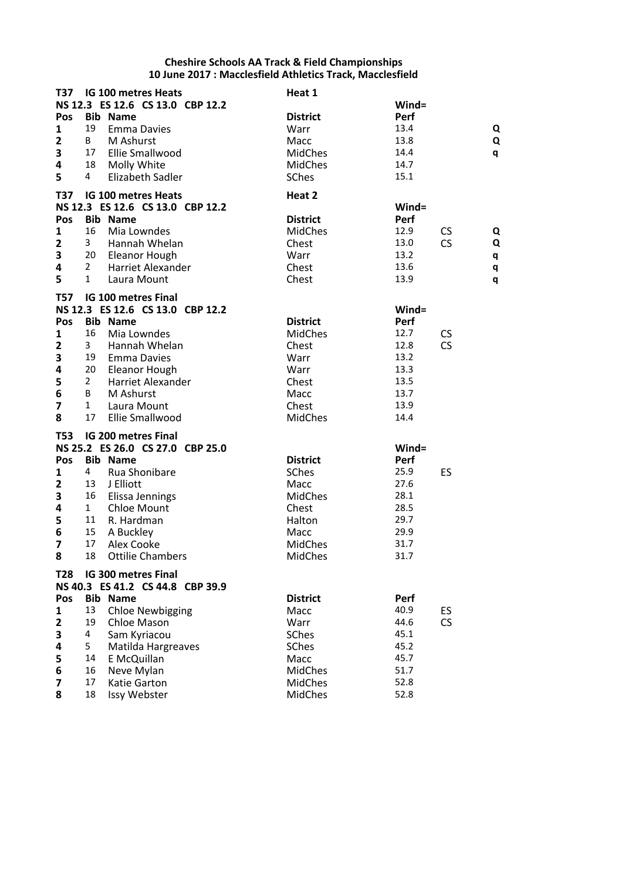**Cheshire Schools AA Track & Field Championships**
**10 June 2017 : Macclesfield Athletics Track, Macclesfield**

**T37 IG 100 metres Heats** — **Heat 1**

**NS 12.3 ES 12.6 CS 13.0 CBP 12.2** — **Wind=**

| Pos | Bib | Name | District | Perf | | |
|---|---|---|---|---|---|---|
| 1 | 19 | Emma Davies | Warr | 13.4 | | Q |
| 2 | B | M Ashurst | Macc | 13.8 | | Q |
| 3 | 17 | Ellie Smallwood | MidChes | 14.4 | | q |
| 4 | 18 | Molly White | MidChes | 14.7 | | |
| 5 | 4 | Elizabeth Sadler | SChes | 15.1 | | |

**T37 IG 100 metres Heats** — **Heat 2**

**NS 12.3 ES 12.6 CS 13.0 CBP 12.2** — **Wind=**

| Pos | Bib | Name | District | Perf | | |
|---|---|---|---|---|---|---|
| 1 | 16 | Mia Lowndes | MidChes | 12.9 | CS | Q |
| 2 | 3 | Hannah Whelan | Chest | 13.0 | CS | Q |
| 3 | 20 | Eleanor Hough | Warr | 13.2 | | q |
| 4 | 2 | Harriet Alexander | Chest | 13.6 | | q |
| 5 | 1 | Laura Mount | Chest | 13.9 | | q |

**T57 IG 100 metres Final**

**NS 12.3 ES 12.6 CS 13.0 CBP 12.2** — **Wind=**

| Pos | Bib | Name | District | Perf | |
|---|---|---|---|---|---|
| 1 | 16 | Mia Lowndes | MidChes | 12.7 | CS |
| 2 | 3 | Hannah Whelan | Chest | 12.8 | CS |
| 3 | 19 | Emma Davies | Warr | 13.2 | |
| 4 | 20 | Eleanor Hough | Warr | 13.3 | |
| 5 | 2 | Harriet Alexander | Chest | 13.5 | |
| 6 | B | M Ashurst | Macc | 13.7 | |
| 7 | 1 | Laura Mount | Chest | 13.9 | |
| 8 | 17 | Ellie Smallwood | MidChes | 14.4 | |

**T53 IG 200 metres Final**

**NS 25.2 ES 26.0 CS 27.0 CBP 25.0** — **Wind=**

| Pos | Bib | Name | District | Perf | |
|---|---|---|---|---|---|
| 1 | 4 | Rua Shonibare | SChes | 25.9 | ES |
| 2 | 13 | J Elliott | Macc | 27.6 | |
| 3 | 16 | Elissa Jennings | MidChes | 28.1 | |
| 4 | 1 | Chloe Mount | Chest | 28.5 | |
| 5 | 11 | R. Hardman | Halton | 29.7 | |
| 6 | 15 | A Buckley | Macc | 29.9 | |
| 7 | 17 | Alex Cooke | MidChes | 31.7 | |
| 8 | 18 | Ottilie Chambers | MidChes | 31.7 | |

**T28 IG 300 metres Final**

**NS 40.3 ES 41.2 CS 44.8 CBP 39.9**

| Pos | Bib | Name | District | Perf | |
|---|---|---|---|---|---|
| 1 | 13 | Chloe Newbigging | Macc | 40.9 | ES |
| 2 | 19 | Chloe Mason | Warr | 44.6 | CS |
| 3 | 4 | Sam Kyriacou | SChes | 45.1 | |
| 4 | 5 | Matilda Hargreaves | SChes | 45.2 | |
| 5 | 14 | E McQuillan | Macc | 45.7 | |
| 6 | 16 | Neve Mylan | MidChes | 51.7 | |
| 7 | 17 | Katie Garton | MidChes | 52.8 | |
| 8 | 18 | Issy Webster | MidChes | 52.8 | |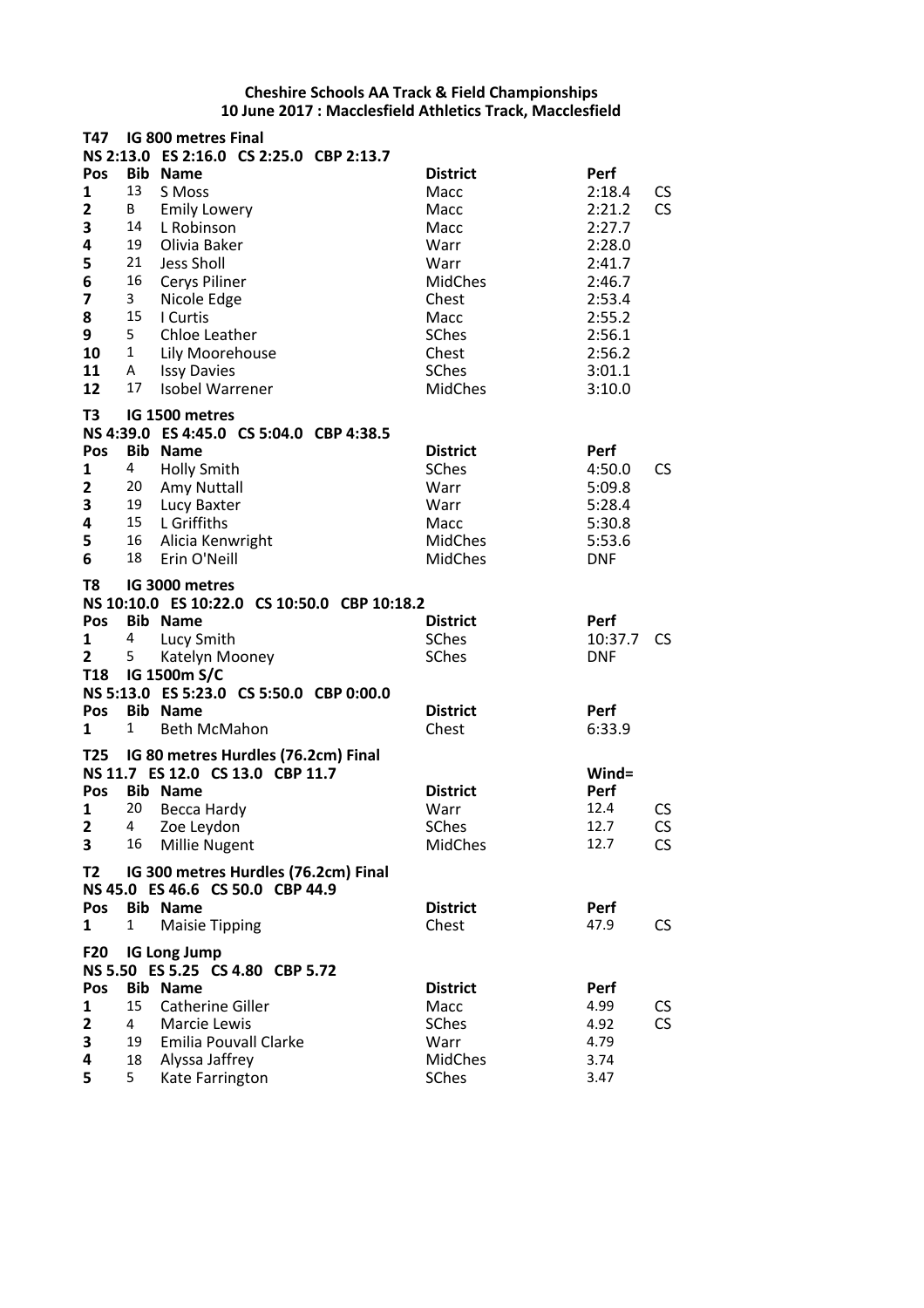**Cheshire Schools AA Track & Field Championships**
**10 June 2017 : Macclesfield Athletics Track, Macclesfield**

### T47 IG 800 metres Final

**NS 2:13.0 ES 2:16.0 CS 2:25.0 CBP 2:13.7**

| Pos | Bib | Name | District | Perf | |
|---|---|---|---|---|---|
| 1 | 13 | S Moss | Macc | 2:18.4 | CS |
| 2 | B | Emily Lowery | Macc | 2:21.2 | CS |
| 3 | 14 | L Robinson | Macc | 2:27.7 | |
| 4 | 19 | Olivia Baker | Warr | 2:28.0 | |
| 5 | 21 | Jess Sholl | Warr | 2:41.7 | |
| 6 | 16 | Cerys Piliner | MidChes | 2:46.7 | |
| 7 | 3 | Nicole Edge | Chest | 2:53.4 | |
| 8 | 15 | I Curtis | Macc | 2:55.2 | |
| 9 | 5 | Chloe Leather | SChes | 2:56.1 | |
| 10 | 1 | Lily Moorehouse | Chest | 2:56.2 | |
| 11 | A | Issy Davies | SChes | 3:01.1 | |
| 12 | 17 | Isobel Warrener | MidChes | 3:10.0 | |

### T3 IG 1500 metres

**NS 4:39.0 ES 4:45.0 CS 5:04.0 CBP 4:38.5**

| Pos | Bib | Name | District | Perf | |
|---|---|---|---|---|---|
| 1 | 4 | Holly Smith | SChes | 4:50.0 | CS |
| 2 | 20 | Amy Nuttall | Warr | 5:09.8 | |
| 3 | 19 | Lucy Baxter | Warr | 5:28.4 | |
| 4 | 15 | L Griffiths | Macc | 5:30.8 | |
| 5 | 16 | Alicia Kenwright | MidChes | 5:53.6 | |
| 6 | 18 | Erin O'Neill | MidChes | DNF | |

### T8 IG 3000 metres

**NS 10:10.0 ES 10:22.0 CS 10:50.0 CBP 10:18.2**

| Pos | Bib | Name | District | Perf | |
|---|---|---|---|---|---|
| 1 | 4 | Lucy Smith | SChes | 10:37.7 | CS |
| 2 | 5 | Katelyn Mooney | SChes | DNF | |

### T18 IG 1500m S/C

**NS 5:13.0 ES 5:23.0 CS 5:50.0 CBP 0:00.0**

| Pos | Bib | Name | District | Perf |
|---|---|---|---|---|
| 1 | 1 | Beth McMahon | Chest | 6:33.9 |

### T25 IG 80 metres Hurdles (76.2cm) Final

**NS 11.7 ES 12.0 CS 13.0 CBP 11.7** Wind=

| Pos | Bib | Name | District | Perf | |
|---|---|---|---|---|---|
| 1 | 20 | Becca Hardy | Warr | 12.4 | CS |
| 2 | 4 | Zoe Leydon | SChes | 12.7 | CS |
| 3 | 16 | Millie Nugent | MidChes | 12.7 | CS |

### T2 IG 300 metres Hurdles (76.2cm) Final

**NS 45.0 ES 46.6 CS 50.0 CBP 44.9**

| Pos | Bib | Name | District | Perf | |
|---|---|---|---|---|---|
| 1 | 1 | Maisie Tipping | Chest | 47.9 | CS |

### F20 IG Long Jump

**NS 5.50 ES 5.25 CS 4.80 CBP 5.72**

| Pos | Bib | Name | District | Perf | |
|---|---|---|---|---|---|
| 1 | 15 | Catherine Giller | Macc | 4.99 | CS |
| 2 | 4 | Marcie Lewis | SChes | 4.92 | CS |
| 3 | 19 | Emilia Pouvall Clarke | Warr | 4.79 | |
| 4 | 18 | Alyssa Jaffrey | MidChes | 3.74 | |
| 5 | 5 | Kate Farrington | SChes | 3.47 | |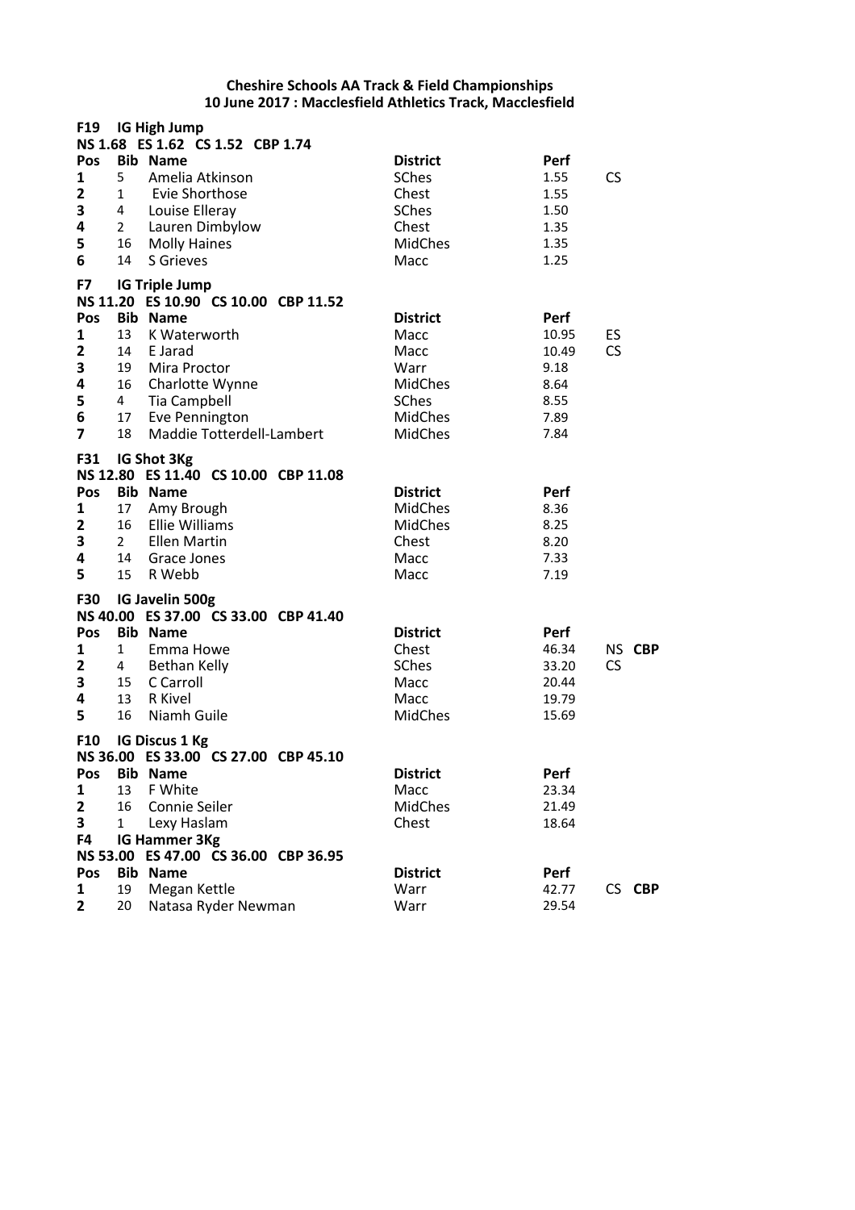**Cheshire Schools AA Track & Field Championships**
**10 June 2017 : Macclesfield Athletics Track, Macclesfield**

**F19 IG High Jump**
**NS 1.68 ES 1.62 CS 1.52 CBP 1.74**

| Pos | Bib | Name | District | Perf | |
|---|---|---|---|---|---|
| 1 | 5 | Amelia Atkinson | SChes | 1.55 | CS |
| 2 | 1 | Evie Shorthose | Chest | 1.55 | |
| 3 | 4 | Louise Elleray | SChes | 1.50 | |
| 4 | 2 | Lauren Dimbylow | Chest | 1.35 | |
| 5 | 16 | Molly Haines | MidChes | 1.35 | |
| 6 | 14 | S Grieves | Macc | 1.25 | |

**F7 IG Triple Jump**
**NS 11.20 ES 10.90 CS 10.00 CBP 11.52**

| Pos | Bib | Name | District | Perf | |
|---|---|---|---|---|---|
| 1 | 13 | K Waterworth | Macc | 10.95 | ES |
| 2 | 14 | E Jarad | Macc | 10.49 | CS |
| 3 | 19 | Mira Proctor | Warr | 9.18 | |
| 4 | 16 | Charlotte Wynne | MidChes | 8.64 | |
| 5 | 4 | Tia Campbell | SChes | 8.55 | |
| 6 | 17 | Eve Pennington | MidChes | 7.89 | |
| 7 | 18 | Maddie Totterdell-Lambert | MidChes | 7.84 | |

**F31 IG Shot 3Kg**
**NS 12.80 ES 11.40 CS 10.00 CBP 11.08**

| Pos | Bib | Name | District | Perf |
|---|---|---|---|---|
| 1 | 17 | Amy Brough | MidChes | 8.36 |
| 2 | 16 | Ellie Williams | MidChes | 8.25 |
| 3 | 2 | Ellen Martin | Chest | 8.20 |
| 4 | 14 | Grace Jones | Macc | 7.33 |
| 5 | 15 | R Webb | Macc | 7.19 |

**F30 IG Javelin 500g**
**NS 40.00 ES 37.00 CS 33.00 CBP 41.40**

| Pos | Bib | Name | District | Perf | |
|---|---|---|---|---|---|
| 1 | 1 | Emma Howe | Chest | 46.34 | NS **CBP** |
| 2 | 4 | Bethan Kelly | SChes | 33.20 | CS |
| 3 | 15 | C Carroll | Macc | 20.44 | |
| 4 | 13 | R Kivel | Macc | 19.79 | |
| 5 | 16 | Niamh Guile | MidChes | 15.69 | |

**F10 IG Discus 1 Kg**
**NS 36.00 ES 33.00 CS 27.00 CBP 45.10**

| Pos | Bib | Name | District | Perf |
|---|---|---|---|---|
| 1 | 13 | F White | Macc | 23.34 |
| 2 | 16 | Connie Seiler | MidChes | 21.49 |
| 3 | 1 | Lexy Haslam | Chest | 18.64 |

**F4 IG Hammer 3Kg**
**NS 53.00 ES 47.00 CS 36.00 CBP 36.95**

| Pos | Bib | Name | District | Perf | |
|---|---|---|---|---|---|
| 1 | 19 | Megan Kettle | Warr | 42.77 | CS **CBP** |
| 2 | 20 | Natasa Ryder Newman | Warr | 29.54 | |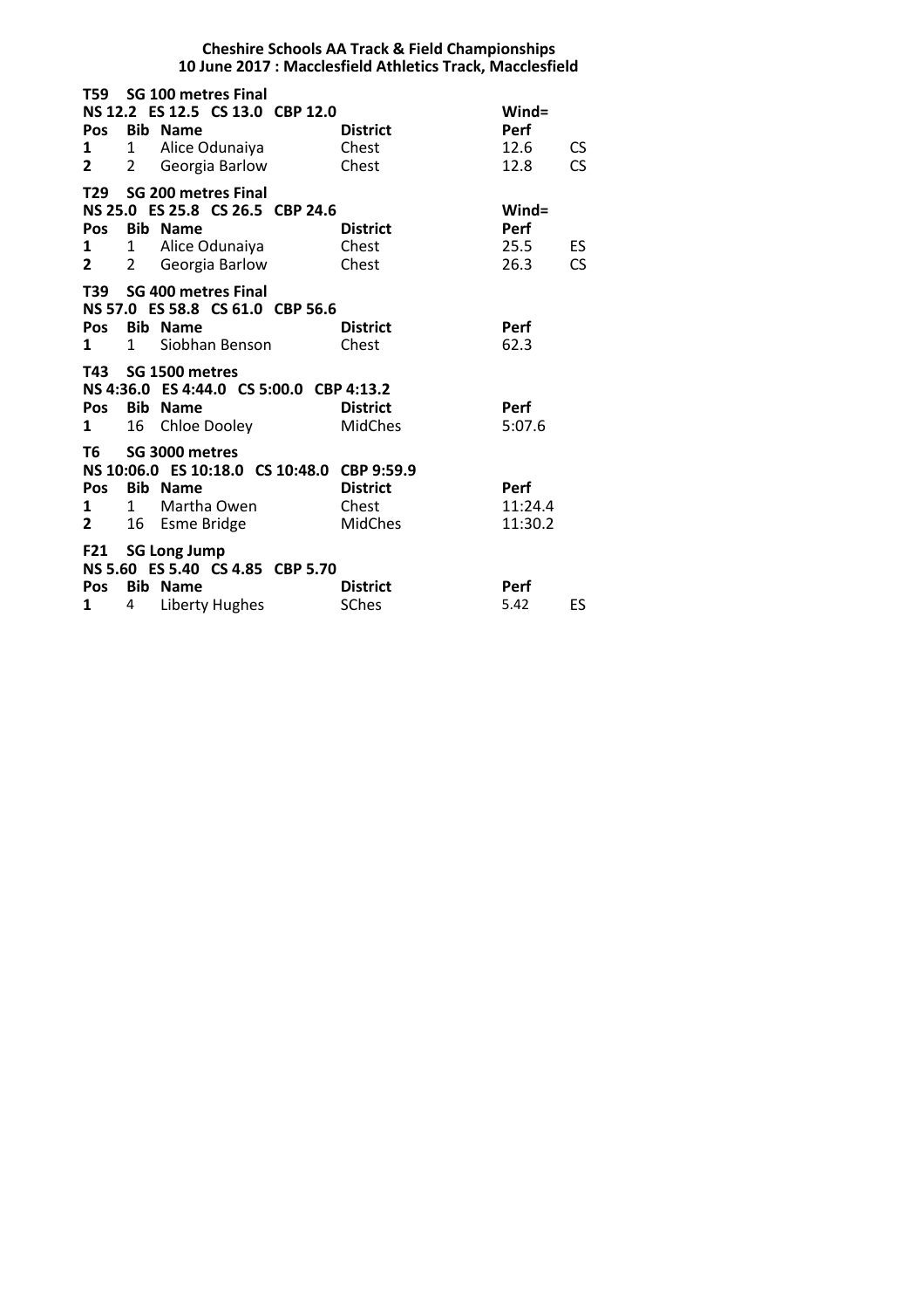**Cheshire Schools AA Track & Field Championships**
**10 June 2017 : Macclesfield Athletics Track, Macclesfield**

**T59 SG 100 metres Final**
**NS 12.2 ES 12.5 CS 13.0 CBP 12.0** **Wind=**

| Pos | Bib | Name | District | Perf | |
|---|---|---|---|---|---|
| 1 | 1 | Alice Odunaiya | Chest | 12.6 | CS |
| 2 | 2 | Georgia Barlow | Chest | 12.8 | CS |

**T29 SG 200 metres Final**
**NS 25.0 ES 25.8 CS 26.5 CBP 24.6** **Wind=**

| Pos | Bib | Name | District | Perf | |
|---|---|---|---|---|---|
| 1 | 1 | Alice Odunaiya | Chest | 25.5 | ES |
| 2 | 2 | Georgia Barlow | Chest | 26.3 | CS |

**T39 SG 400 metres Final**
**NS 57.0 ES 58.8 CS 61.0 CBP 56.6**

| Pos | Bib | Name | District | Perf |
|---|---|---|---|---|
| 1 | 1 | Siobhan Benson | Chest | 62.3 |

**T43 SG 1500 metres**
**NS 4:36.0 ES 4:44.0 CS 5:00.0 CBP 4:13.2**

| Pos | Bib | Name | District | Perf |
|---|---|---|---|---|
| 1 | 16 | Chloe Dooley | MidChes | 5:07.6 |

**T6 SG 3000 metres**
**NS 10:06.0 ES 10:18.0 CS 10:48.0 CBP 9:59.9**

| Pos | Bib | Name | District | Perf |
|---|---|---|---|---|
| 1 | 1 | Martha Owen | Chest | 11:24.4 |
| 2 | 16 | Esme Bridge | MidChes | 11:30.2 |

**F21 SG Long Jump**
**NS 5.60 ES 5.40 CS 4.85 CBP 5.70**

| Pos | Bib | Name | District | Perf | |
|---|---|---|---|---|---|
| 1 | 4 | Liberty Hughes | SChes | 5.42 | ES |